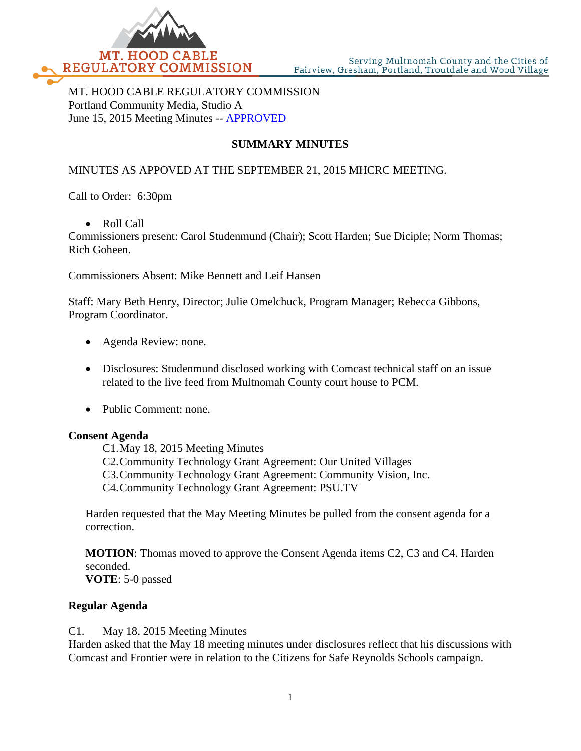MT. HOOD CABLE REGULATORY COMMISSION

Serving Multnomah County and the Cities of Fairview, Gresham, Portland, Troutdale and Wood Village

MT. HOOD CABLE REGULATORY COMMISSION
Portland Community Media, Studio A
June 15, 2015 Meeting Minutes -- APPROVED

## SUMMARY MINUTES

MINUTES AS APPOVED AT THE SEPTEMBER 21, 2015 MHCRC MEETING.

Call to Order: 6:30pm

- Roll Call

Commissioners present: Carol Studenmund (Chair); Scott Harden; Sue Diciple; Norm Thomas; Rich Goheen.

Commissioners Absent: Mike Bennett and Leif Hansen

Staff: Mary Beth Henry, Director; Julie Omelchuck, Program Manager; Rebecca Gibbons, Program Coordinator.

- Agenda Review: none.

- Disclosures: Studenmund disclosed working with Comcast technical staff on an issue related to the live feed from Multnomah County court house to PCM.

- Public Comment: none.

**Consent Agenda**

C1. May 18, 2015 Meeting Minutes
C2. Community Technology Grant Agreement: Our United Villages
C3. Community Technology Grant Agreement: Community Vision, Inc.
C4. Community Technology Grant Agreement: PSU.TV

Harden requested that the May Meeting Minutes be pulled from the consent agenda for a correction.

**MOTION**: Thomas moved to approve the Consent Agenda items C2, C3 and C4. Harden seconded.
**VOTE**: 5-0 passed

**Regular Agenda**

C1. May 18, 2015 Meeting Minutes
Harden asked that the May 18 meeting minutes under disclosures reflect that his discussions with Comcast and Frontier were in relation to the Citizens for Safe Reynolds Schools campaign.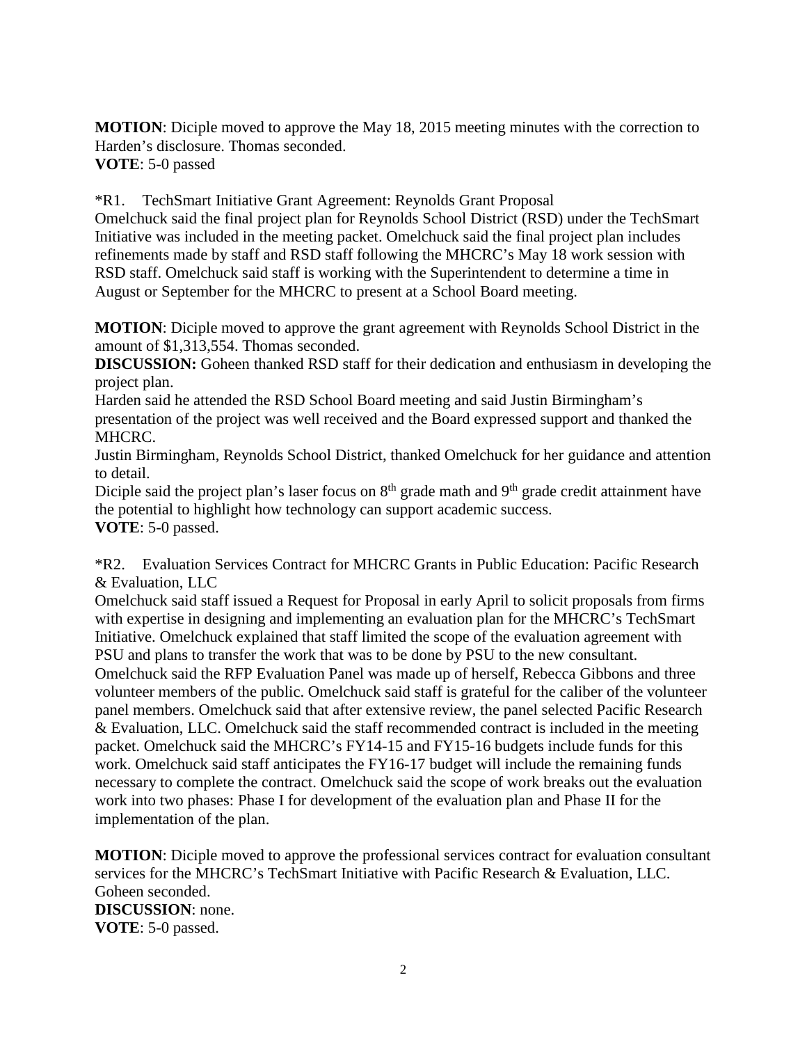**MOTION**: Diciple moved to approve the May 18, 2015 meeting minutes with the correction to Harden's disclosure. Thomas seconded.
**VOTE**: 5-0 passed

*R1. TechSmart Initiative Grant Agreement: Reynolds Grant Proposal
Omelchuck said the final project plan for Reynolds School District (RSD) under the TechSmart Initiative was included in the meeting packet. Omelchuck said the final project plan includes refinements made by staff and RSD staff following the MHCRC's May 18 work session with RSD staff. Omelchuck said staff is working with the Superintendent to determine a time in August or September for the MHCRC to present at a School Board meeting.

**MOTION**: Diciple moved to approve the grant agreement with Reynolds School District in the amount of $1,313,554. Thomas seconded.
**DISCUSSION:** Goheen thanked RSD staff for their dedication and enthusiasm in developing the project plan.
Harden said he attended the RSD School Board meeting and said Justin Birmingham's presentation of the project was well received and the Board expressed support and thanked the MHCRC.
Justin Birmingham, Reynolds School District, thanked Omelchuck for her guidance and attention to detail.
Diciple said the project plan's laser focus on 8th grade math and 9th grade credit attainment have the potential to highlight how technology can support academic success.
**VOTE**: 5-0 passed.

*R2. Evaluation Services Contract for MHCRC Grants in Public Education: Pacific Research & Evaluation, LLC
Omelchuck said staff issued a Request for Proposal in early April to solicit proposals from firms with expertise in designing and implementing an evaluation plan for the MHCRC's TechSmart Initiative. Omelchuck explained that staff limited the scope of the evaluation agreement with PSU and plans to transfer the work that was to be done by PSU to the new consultant. Omelchuck said the RFP Evaluation Panel was made up of herself, Rebecca Gibbons and three volunteer members of the public. Omelchuck said staff is grateful for the caliber of the volunteer panel members. Omelchuck said that after extensive review, the panel selected Pacific Research & Evaluation, LLC. Omelchuck said the staff recommended contract is included in the meeting packet. Omelchuck said the MHCRC's FY14-15 and FY15-16 budgets include funds for this work. Omelchuck said staff anticipates the FY16-17 budget will include the remaining funds necessary to complete the contract. Omelchuck said the scope of work breaks out the evaluation work into two phases: Phase I for development of the evaluation plan and Phase II for the implementation of the plan.

**MOTION**: Diciple moved to approve the professional services contract for evaluation consultant services for the MHCRC's TechSmart Initiative with Pacific Research & Evaluation, LLC. Goheen seconded.
**DISCUSSION**: none.
**VOTE**: 5-0 passed.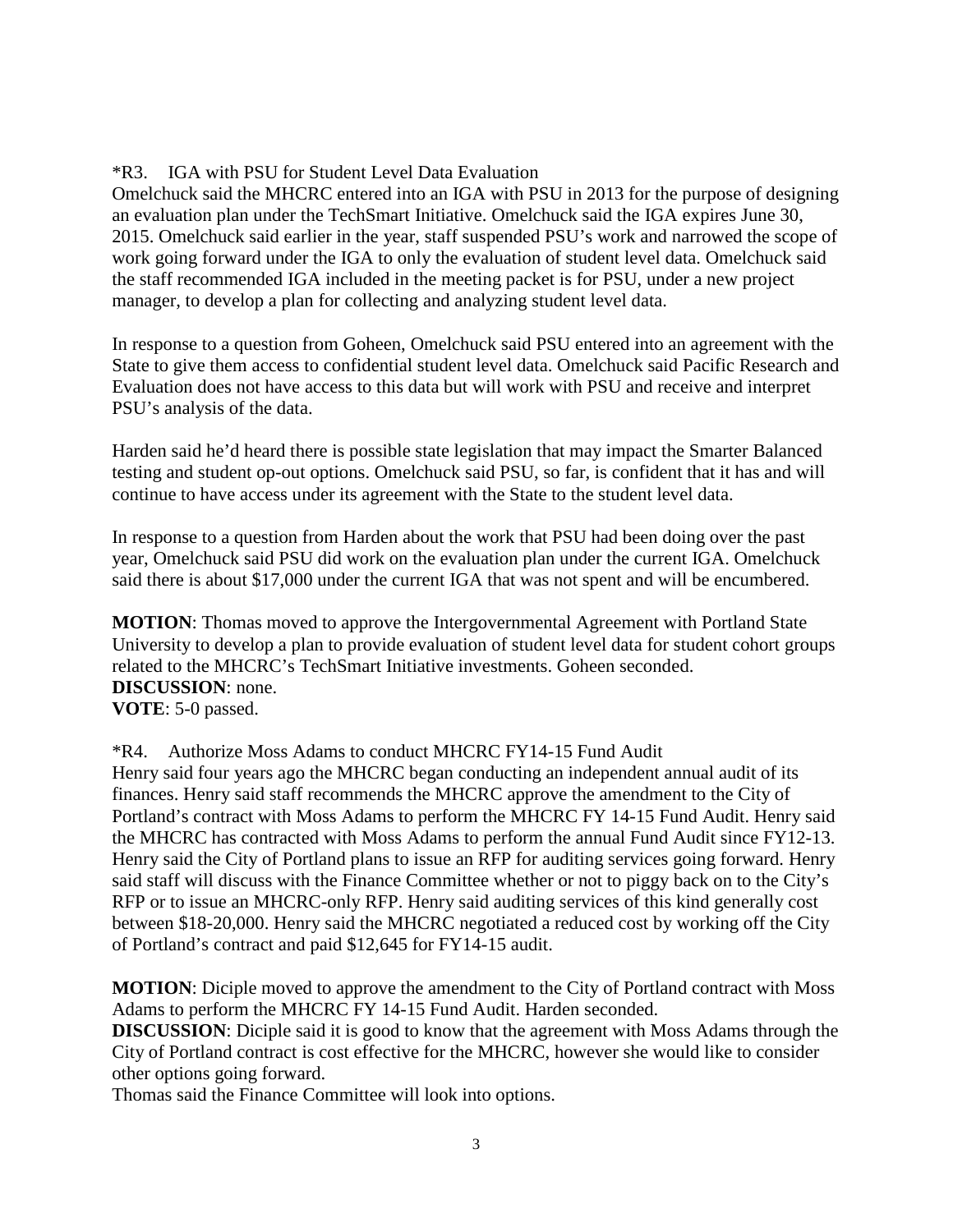*R3. IGA with PSU for Student Level Data Evaluation

Omelchuck said the MHCRC entered into an IGA with PSU in 2013 for the purpose of designing an evaluation plan under the TechSmart Initiative. Omelchuck said the IGA expires June 30, 2015. Omelchuck said earlier in the year, staff suspended PSU's work and narrowed the scope of work going forward under the IGA to only the evaluation of student level data. Omelchuck said the staff recommended IGA included in the meeting packet is for PSU, under a new project manager, to develop a plan for collecting and analyzing student level data.

In response to a question from Goheen, Omelchuck said PSU entered into an agreement with the State to give them access to confidential student level data. Omelchuck said Pacific Research and Evaluation does not have access to this data but will work with PSU and receive and interpret PSU's analysis of the data.

Harden said he'd heard there is possible state legislation that may impact the Smarter Balanced testing and student op-out options. Omelchuck said PSU, so far, is confident that it has and will continue to have access under its agreement with the State to the student level data.

In response to a question from Harden about the work that PSU had been doing over the past year, Omelchuck said PSU did work on the evaluation plan under the current IGA. Omelchuck said there is about $17,000 under the current IGA that was not spent and will be encumbered.

**MOTION**: Thomas moved to approve the Intergovernmental Agreement with Portland State University to develop a plan to provide evaluation of student level data for student cohort groups related to the MHCRC's TechSmart Initiative investments. Goheen seconded.
**DISCUSSION**: none.
**VOTE**: 5-0 passed.

*R4. Authorize Moss Adams to conduct MHCRC FY14-15 Fund Audit

Henry said four years ago the MHCRC began conducting an independent annual audit of its finances. Henry said staff recommends the MHCRC approve the amendment to the City of Portland's contract with Moss Adams to perform the MHCRC FY 14-15 Fund Audit. Henry said the MHCRC has contracted with Moss Adams to perform the annual Fund Audit since FY12-13. Henry said the City of Portland plans to issue an RFP for auditing services going forward. Henry said staff will discuss with the Finance Committee whether or not to piggy back on to the City's RFP or to issue an MHCRC-only RFP. Henry said auditing services of this kind generally cost between $18-20,000. Henry said the MHCRC negotiated a reduced cost by working off the City of Portland's contract and paid $12,645 for FY14-15 audit.

**MOTION**: Diciple moved to approve the amendment to the City of Portland contract with Moss Adams to perform the MHCRC FY 14-15 Fund Audit. Harden seconded.
**DISCUSSION**: Diciple said it is good to know that the agreement with Moss Adams through the City of Portland contract is cost effective for the MHCRC, however she would like to consider other options going forward.
Thomas said the Finance Committee will look into options.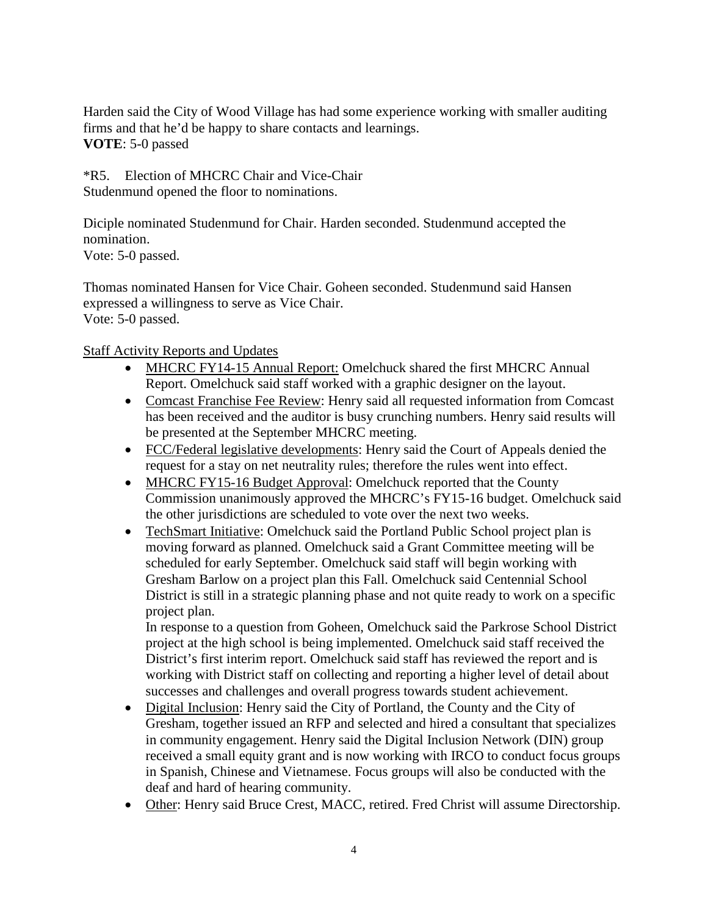Harden said the City of Wood Village has had some experience working with smaller auditing firms and that he'd be happy to share contacts and learnings.
**VOTE**: 5-0 passed

*R5. Election of MHCRC Chair and Vice-Chair
Studenmund opened the floor to nominations.

Diciple nominated Studenmund for Chair. Harden seconded. Studenmund accepted the nomination.
Vote: 5-0 passed.

Thomas nominated Hansen for Vice Chair. Goheen seconded. Studenmund said Hansen expressed a willingness to serve as Vice Chair.
Vote: 5-0 passed.

<u>Staff Activity Reports and Updates</u>

- <u>MHCRC FY14-15 Annual Report:</u> Omelchuck shared the first MHCRC Annual Report. Omelchuck said staff worked with a graphic designer on the layout.
- <u>Comcast Franchise Fee Review</u>: Henry said all requested information from Comcast has been received and the auditor is busy crunching numbers. Henry said results will be presented at the September MHCRC meeting.
- <u>FCC/Federal legislative developments</u>: Henry said the Court of Appeals denied the request for a stay on net neutrality rules; therefore the rules went into effect.
- <u>MHCRC FY15-16 Budget Approval</u>: Omelchuck reported that the County Commission unanimously approved the MHCRC's FY15-16 budget. Omelchuck said the other jurisdictions are scheduled to vote over the next two weeks.
- <u>TechSmart Initiative</u>: Omelchuck said the Portland Public School project plan is moving forward as planned. Omelchuck said a Grant Committee meeting will be scheduled for early September. Omelchuck said staff will begin working with Gresham Barlow on a project plan this Fall. Omelchuck said Centennial School District is still in a strategic planning phase and not quite ready to work on a specific project plan.
  In response to a question from Goheen, Omelchuck said the Parkrose School District project at the high school is being implemented. Omelchuck said staff received the District's first interim report. Omelchuck said staff has reviewed the report and is working with District staff on collecting and reporting a higher level of detail about successes and challenges and overall progress towards student achievement.
- <u>Digital Inclusion</u>: Henry said the City of Portland, the County and the City of Gresham, together issued an RFP and selected and hired a consultant that specializes in community engagement. Henry said the Digital Inclusion Network (DIN) group received a small equity grant and is now working with IRCO to conduct focus groups in Spanish, Chinese and Vietnamese. Focus groups will also be conducted with the deaf and hard of hearing community.
- <u>Other</u>: Henry said Bruce Crest, MACC, retired. Fred Christ will assume Directorship.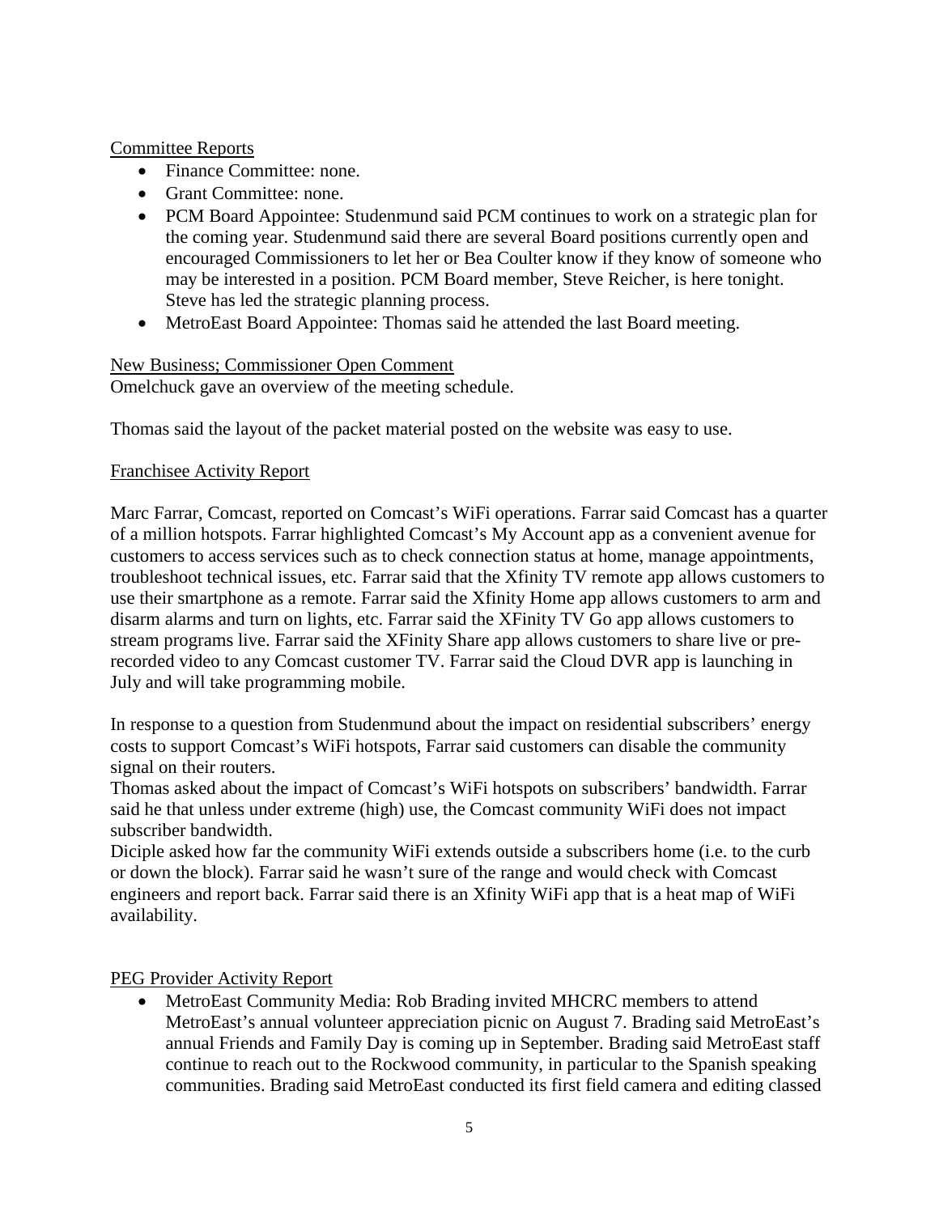Committee Reports

- Finance Committee: none.
- Grant Committee: none.
- PCM Board Appointee: Studenmund said PCM continues to work on a strategic plan for the coming year. Studenmund said there are several Board positions currently open and encouraged Commissioners to let her or Bea Coulter know if they know of someone who may be interested in a position. PCM Board member, Steve Reicher, is here tonight. Steve has led the strategic planning process.
- MetroEast Board Appointee: Thomas said he attended the last Board meeting.

New Business; Commissioner Open Comment

Omelchuck gave an overview of the meeting schedule.

Thomas said the layout of the packet material posted on the website was easy to use.

Franchisee Activity Report

Marc Farrar, Comcast, reported on Comcast's WiFi operations. Farrar said Comcast has a quarter of a million hotspots. Farrar highlighted Comcast's My Account app as a convenient avenue for customers to access services such as to check connection status at home, manage appointments, troubleshoot technical issues, etc. Farrar said that the Xfinity TV remote app allows customers to use their smartphone as a remote. Farrar said the Xfinity Home app allows customers to arm and disarm alarms and turn on lights, etc. Farrar said the XFinity TV Go app allows customers to stream programs live. Farrar said the XFinity Share app allows customers to share live or pre-recorded video to any Comcast customer TV. Farrar said the Cloud DVR app is launching in July and will take programming mobile.

In response to a question from Studenmund about the impact on residential subscribers' energy costs to support Comcast's WiFi hotspots, Farrar said customers can disable the community signal on their routers.

Thomas asked about the impact of Comcast's WiFi hotspots on subscribers' bandwidth. Farrar said he that unless under extreme (high) use, the Comcast community WiFi does not impact subscriber bandwidth.

Diciple asked how far the community WiFi extends outside a subscribers home (i.e. to the curb or down the block). Farrar said he wasn't sure of the range and would check with Comcast engineers and report back. Farrar said there is an Xfinity WiFi app that is a heat map of WiFi availability.

PEG Provider Activity Report

- MetroEast Community Media: Rob Brading invited MHCRC members to attend MetroEast's annual volunteer appreciation picnic on August 7. Brading said MetroEast's annual Friends and Family Day is coming up in September. Brading said MetroEast staff continue to reach out to the Rockwood community, in particular to the Spanish speaking communities. Brading said MetroEast conducted its first field camera and editing classed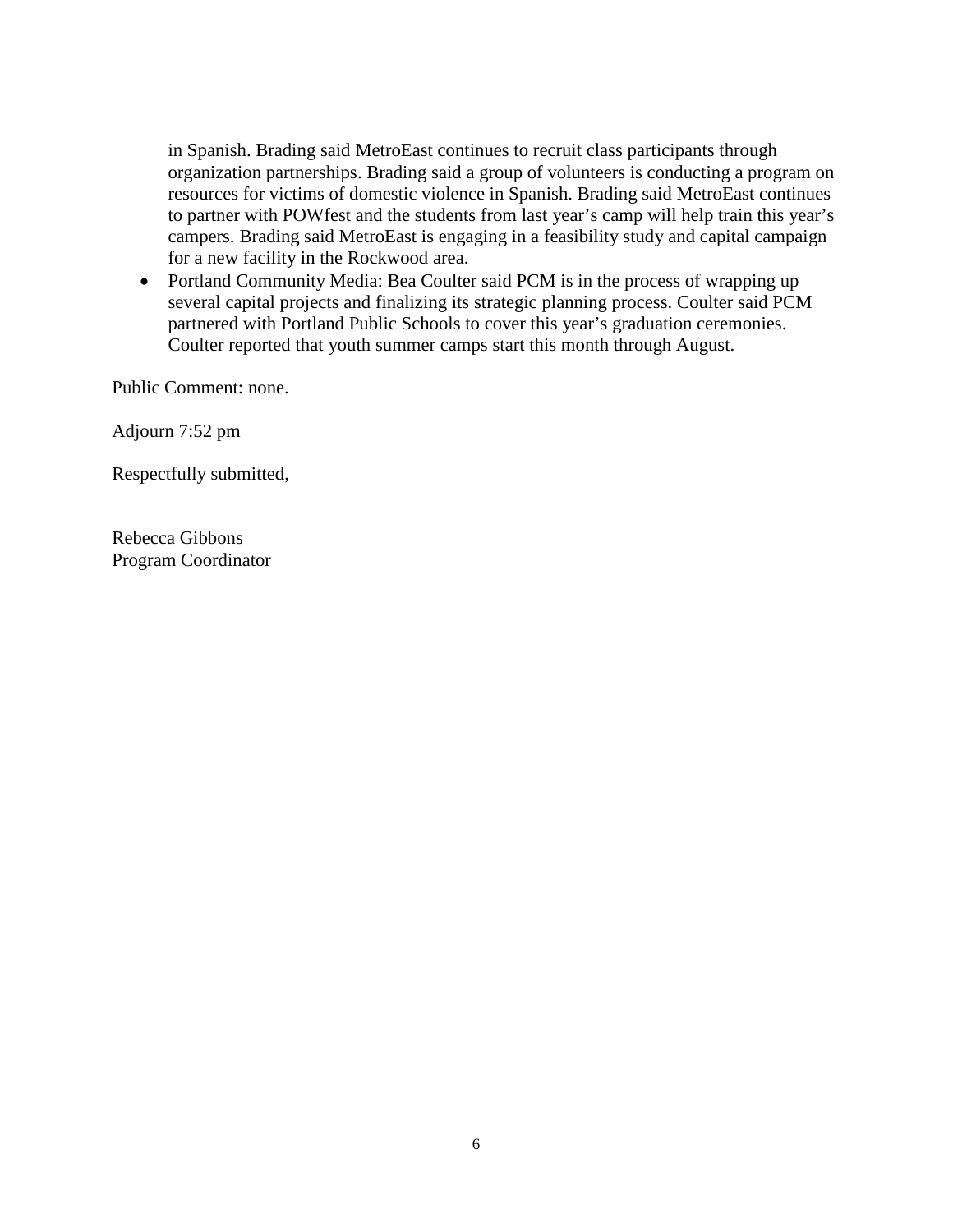in Spanish. Brading said MetroEast continues to recruit class participants through organization partnerships. Brading said a group of volunteers is conducting a program on resources for victims of domestic violence in Spanish. Brading said MetroEast continues to partner with POWfest and the students from last year's camp will help train this year's campers. Brading said MetroEast is engaging in a feasibility study and capital campaign for a new facility in the Rockwood area.

- Portland Community Media: Bea Coulter said PCM is in the process of wrapping up several capital projects and finalizing its strategic planning process. Coulter said PCM partnered with Portland Public Schools to cover this year's graduation ceremonies. Coulter reported that youth summer camps start this month through August.

Public Comment: none.

Adjourn 7:52 pm

Respectfully submitted,

Rebecca Gibbons
Program Coordinator